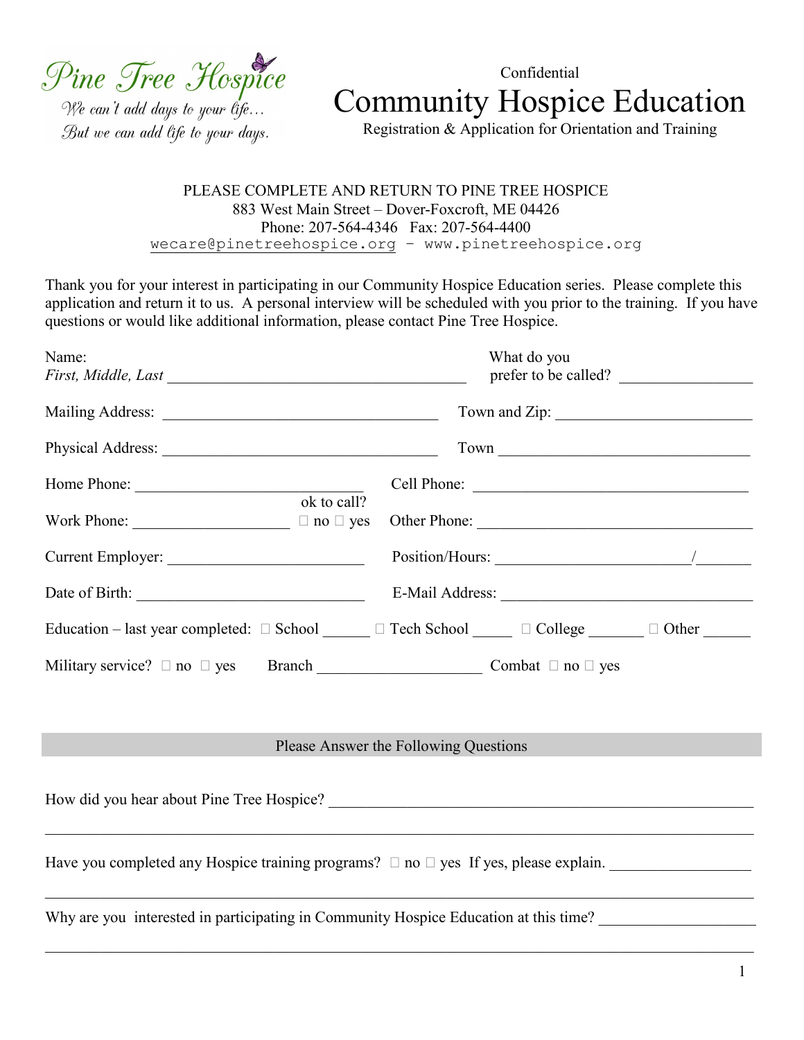Pine Tree Hospice

*We can't add days to your life…*
*But we can add life to your days.*

Confidential

# Community Hospice Education

Registration & Application for Orientation and Training

PLEASE COMPLETE AND RETURN TO PINE TREE HOSPICE
883 West Main Street – Dover-Foxcroft, ME 04426
Phone: 207-564-4346 Fax: 207-564-4400
wecare@pinetreehospice.org - www.pinetreehospice.org

Thank you for your interest in participating in our Community Hospice Education series. Please complete this application and return it to us. A personal interview will be scheduled with you prior to the training. If you have questions or would like additional information, please contact Pine Tree Hospice.

Name: *First, Middle, Last* ______________________________ What do you prefer to be called? ______________

Mailing Address: ______________________________ Town and Zip: ______________________

Physical Address: ______________________________ Town ____________________________

Home Phone: ________________________ Cell Phone: ______________________________

Work Phone: ________________ ok to call? ☐ no ☐ yes Other Phone: ______________________________

Current Employer: ______________________ Position/Hours: ____________________/______

Date of Birth: ________________________ E-Mail Address: ____________________________

Education – last year completed: ☐ School _____ ☐ Tech School _____ ☐ College ______ ☐ Other _____

Military service? ☐ no ☐ yes Branch __________________ Combat ☐ no ☐ yes

## Please Answer the Following Questions

How did you hear about Pine Tree Hospice? ____________________________________________

_______________________________________________________________________________

Have you completed any Hospice training programs? ☐ no ☐ yes If yes, please explain. ______________

_______________________________________________________________________________

Why are you interested in participating in Community Hospice Education at this time? ________________

_______________________________________________________________________________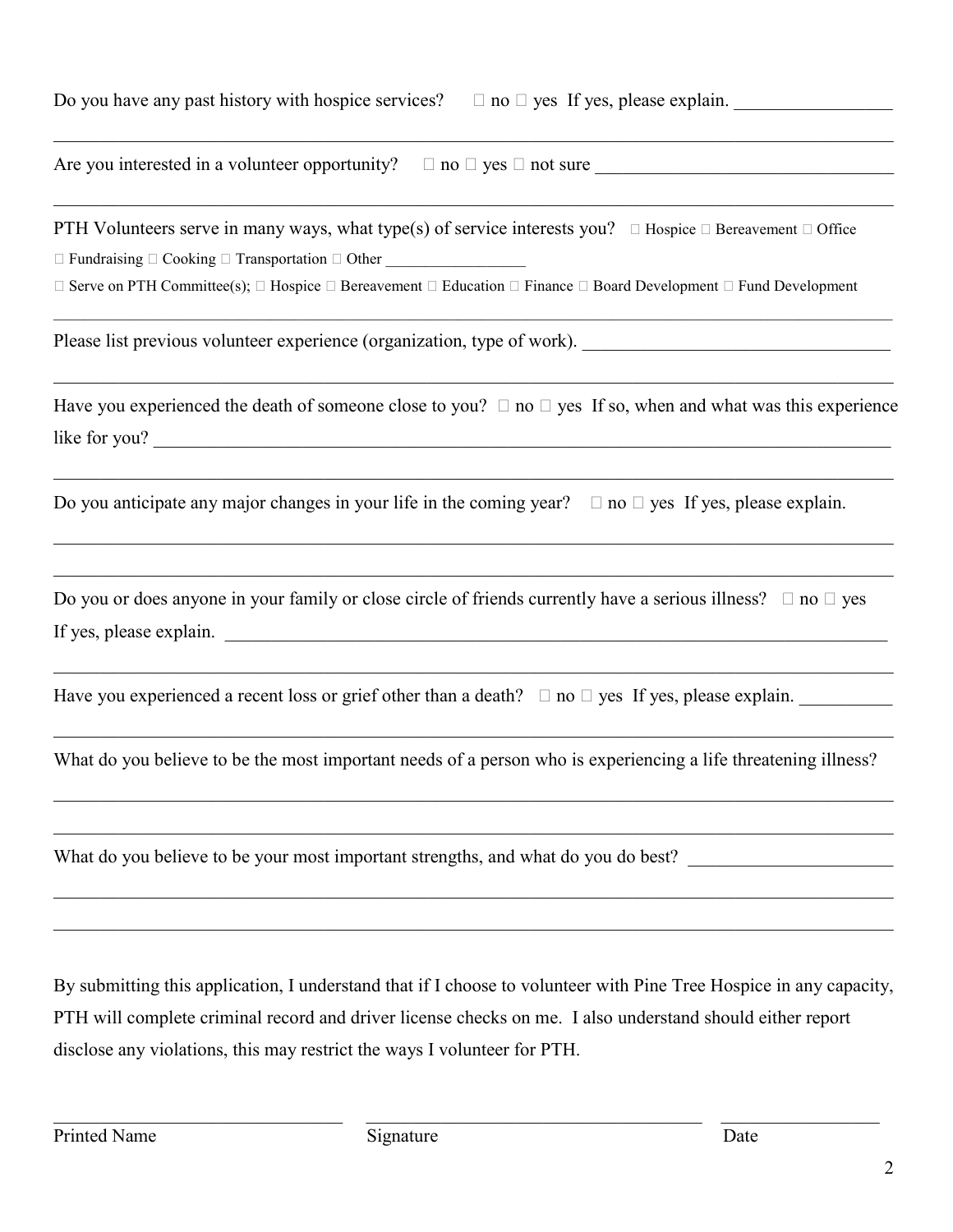Do you have any past history with hospice services? ☐ no ☐ yes If yes, please explain. _________________

_____________________________________________________________________________________

Are you interested in a volunteer opportunity? ☐ no ☐ yes ☐ not sure _________________________________

_____________________________________________________________________________________

PTH Volunteers serve in many ways, what type(s) of service interests you? ☐ Hospice ☐ Bereavement ☐ Office ☐ Fundraising ☐ Cooking ☐ Transportation ☐ Other _________________

☐ Serve on PTH Committee(s); ☐ Hospice ☐ Bereavement ☐ Education ☐ Finance ☐ Board Development ☐ Fund Development

_____________________________________________________________________________________

Please list previous volunteer experience (organization, type of work). _________________________________

_____________________________________________________________________________________

Have you experienced the death of someone close to you? ☐ no ☐ yes If so, when and what was this experience like for you? _____________________________________________________________________________

_____________________________________________________________________________________

Do you anticipate any major changes in your life in the coming year? ☐ no ☐ yes If yes, please explain.

_____________________________________________________________________________________

_____________________________________________________________________________________

Do you or does anyone in your family or close circle of friends currently have a serious illness? ☐ no ☐ yes If yes, please explain. ___________________________________________________________________________

_____________________________________________________________________________________

Have you experienced a recent loss or grief other than a death? ☐ no ☐ yes If yes, please explain. __________

_____________________________________________________________________________________

What do you believe to be the most important needs of a person who is experiencing a life threatening illness?

_____________________________________________________________________________________

_____________________________________________________________________________________

What do you believe to be your most important strengths, and what do you do best? ______________________

_____________________________________________________________________________________

_____________________________________________________________________________________

By submitting this application, I understand that if I choose to volunteer with Pine Tree Hospice in any capacity, PTH will complete criminal record and driver license checks on me. I also understand should either report disclose any violations, this may restrict the ways I volunteer for PTH.

_________________________________ _____________________________________ _________________

Printed Name Signature Date